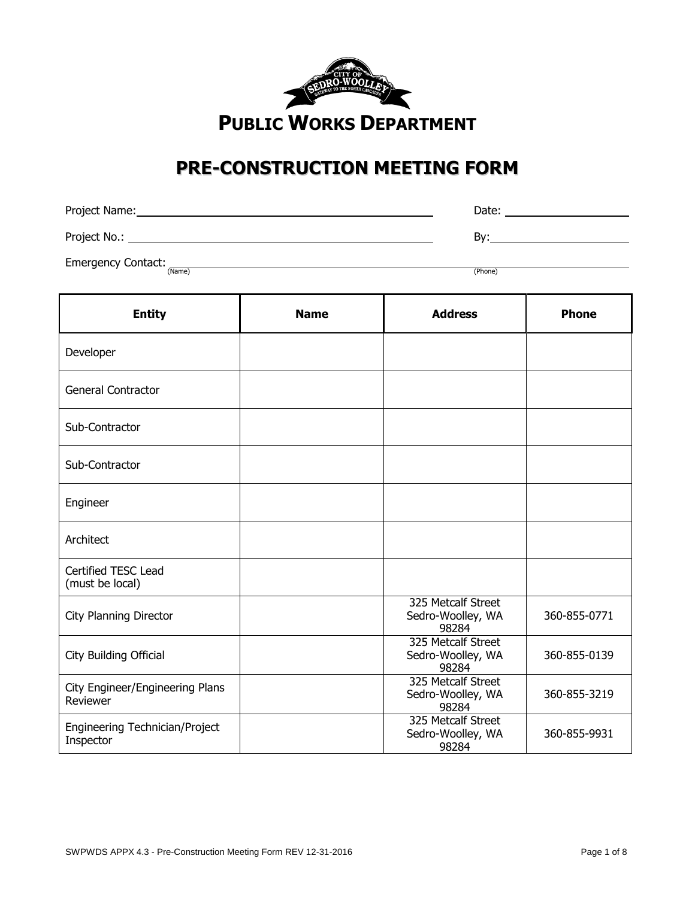# PUBLIC WORKS DEPARTMENT

## PRE-CONSTRUCTION MEETING FORM

Project Name: ______________________________ Date: ____________

Project No.: ______________________________ By: ____________

Emergency Contact: ______________________________ ____________
(Name) (Phone)

| Entity | Name | Address | Phone |
|---|---|---|---|
| Developer | | | |
| General Contractor | | | |
| Sub-Contractor | | | |
| Sub-Contractor | | | |
| Engineer | | | |
| Architect | | | |
| Certified TESC Lead (must be local) | | | |
| City Planning Director | | 325 Metcalf Street Sedro-Woolley, WA 98284 | 360-855-0771 |
| City Building Official | | 325 Metcalf Street Sedro-Woolley, WA 98284 | 360-855-0139 |
| City Engineer/Engineering Plans Reviewer | | 325 Metcalf Street Sedro-Woolley, WA 98284 | 360-855-3219 |
| Engineering Technician/Project Inspector | | 325 Metcalf Street Sedro-Woolley, WA 98284 | 360-855-9931 |

SWPWDS APPX 4.3 - Pre-Construction Meeting Form REV 12-31-2016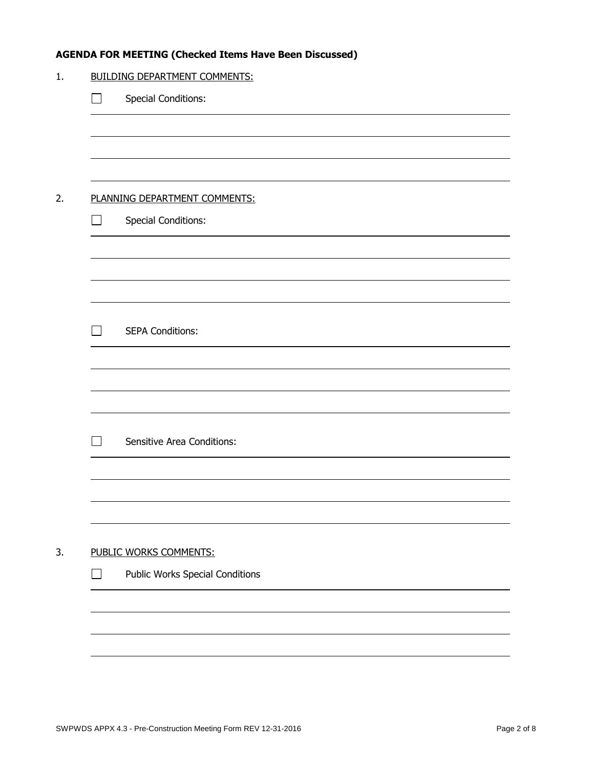**AGENDA FOR MEETING (Checked Items Have Been Discussed)**

1. BUILDING DEPARTMENT COMMENTS:

   ☐ Special Conditions:

   ______________________________________________________________________

   ______________________________________________________________________

   ______________________________________________________________________

   ______________________________________________________________________

2. PLANNING DEPARTMENT COMMENTS:

   ☐ Special Conditions:

   ______________________________________________________________________

   ______________________________________________________________________

   ______________________________________________________________________

   ______________________________________________________________________

   ☐ SEPA Conditions:

   ______________________________________________________________________

   ______________________________________________________________________

   ______________________________________________________________________

   ______________________________________________________________________

   ☐ Sensitive Area Conditions:

   ______________________________________________________________________

   ______________________________________________________________________

   ______________________________________________________________________

   ______________________________________________________________________

3. PUBLIC WORKS COMMENTS:

   ☐ Public Works Special Conditions

   ______________________________________________________________________

   ______________________________________________________________________

   ______________________________________________________________________

   ______________________________________________________________________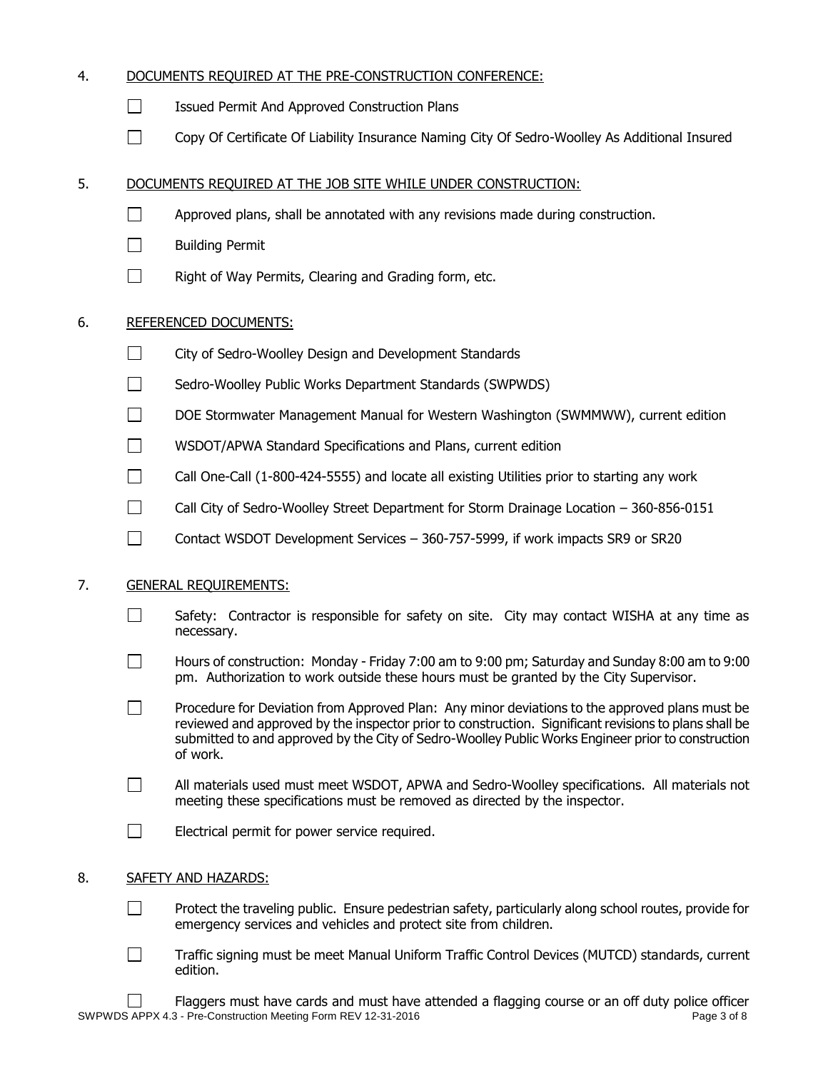4. DOCUMENTS REQUIRED AT THE PRE-CONSTRUCTION CONFERENCE:

- ☐ Issued Permit And Approved Construction Plans
- ☐ Copy Of Certificate Of Liability Insurance Naming City Of Sedro-Woolley As Additional Insured

5. DOCUMENTS REQUIRED AT THE JOB SITE WHILE UNDER CONSTRUCTION:

- ☐ Approved plans, shall be annotated with any revisions made during construction.
- ☐ Building Permit
- ☐ Right of Way Permits, Clearing and Grading form, etc.

6. REFERENCED DOCUMENTS:

- ☐ City of Sedro-Woolley Design and Development Standards
- ☐ Sedro-Woolley Public Works Department Standards (SWPWDS)
- ☐ DOE Stormwater Management Manual for Western Washington (SWMMWW), current edition
- ☐ WSDOT/APWA Standard Specifications and Plans, current edition
- ☐ Call One-Call (1-800-424-5555) and locate all existing Utilities prior to starting any work
- ☐ Call City of Sedro-Woolley Street Department for Storm Drainage Location – 360-856-0151
- ☐ Contact WSDOT Development Services – 360-757-5999, if work impacts SR9 or SR20

7. GENERAL REQUIREMENTS:

- ☐ Safety: Contractor is responsible for safety on site. City may contact WISHA at any time as necessary.
- ☐ Hours of construction: Monday - Friday 7:00 am to 9:00 pm; Saturday and Sunday 8:00 am to 9:00 pm. Authorization to work outside these hours must be granted by the City Supervisor.
- ☐ Procedure for Deviation from Approved Plan: Any minor deviations to the approved plans must be reviewed and approved by the inspector prior to construction. Significant revisions to plans shall be submitted to and approved by the City of Sedro-Woolley Public Works Engineer prior to construction of work.
- ☐ All materials used must meet WSDOT, APWA and Sedro-Woolley specifications. All materials not meeting these specifications must be removed as directed by the inspector.
- ☐ Electrical permit for power service required.

8. SAFETY AND HAZARDS:

- ☐ Protect the traveling public. Ensure pedestrian safety, particularly along school routes, provide for emergency services and vehicles and protect site from children.
- ☐ Traffic signing must be meet Manual Uniform Traffic Control Devices (MUTCD) standards, current edition.
- ☐ Flaggers must have cards and must have attended a flagging course or an off duty police officer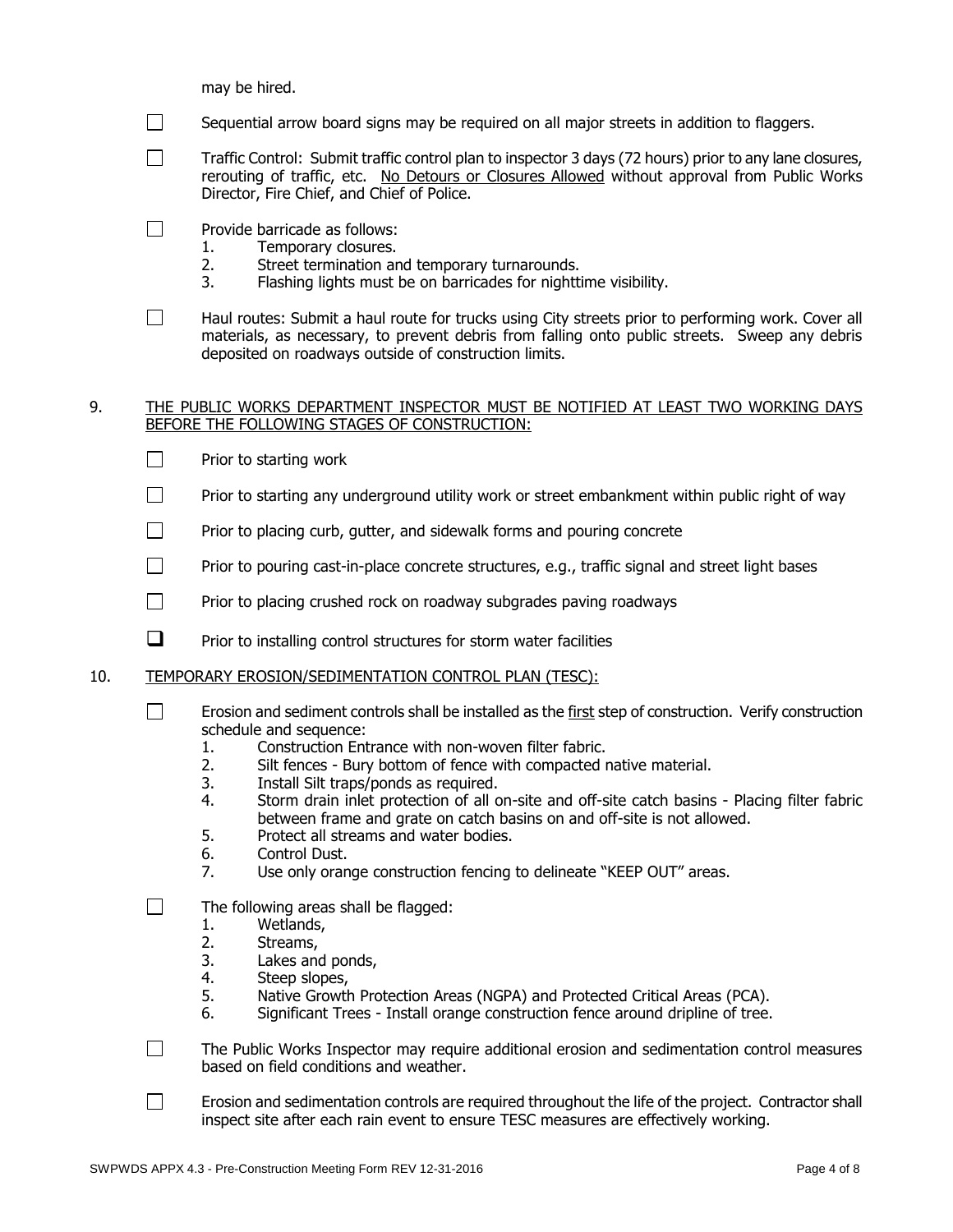may be hired.

- ☐ Sequential arrow board signs may be required on all major streets in addition to flaggers.

- ☐ Traffic Control: Submit traffic control plan to inspector 3 days (72 hours) prior to any lane closures, rerouting of traffic, etc. No Detours or Closures Allowed without approval from Public Works Director, Fire Chief, and Chief of Police.

- ☐ Provide barricade as follows:
  1. Temporary closures.
  2. Street termination and temporary turnarounds.
  3. Flashing lights must be on barricades for nighttime visibility.

- ☐ Haul routes: Submit a haul route for trucks using City streets prior to performing work. Cover all materials, as necessary, to prevent debris from falling onto public streets. Sweep any debris deposited on roadways outside of construction limits.

9. THE PUBLIC WORKS DEPARTMENT INSPECTOR MUST BE NOTIFIED AT LEAST TWO WORKING DAYS BEFORE THE FOLLOWING STAGES OF CONSTRUCTION:

- ☐ Prior to starting work

- ☐ Prior to starting any underground utility work or street embankment within public right of way

- ☐ Prior to placing curb, gutter, and sidewalk forms and pouring concrete

- ☐ Prior to pouring cast-in-place concrete structures, e.g., traffic signal and street light bases

- ☐ Prior to placing crushed rock on roadway subgrades paving roadways

- ☐ Prior to installing control structures for storm water facilities

10. TEMPORARY EROSION/SEDIMENTATION CONTROL PLAN (TESC):

- ☐ Erosion and sediment controls shall be installed as the first step of construction. Verify construction schedule and sequence:
  1. Construction Entrance with non-woven filter fabric.
  2. Silt fences - Bury bottom of fence with compacted native material.
  3. Install Silt traps/ponds as required.
  4. Storm drain inlet protection of all on-site and off-site catch basins - Placing filter fabric between frame and grate on catch basins on and off-site is not allowed.
  5. Protect all streams and water bodies.
  6. Control Dust.
  7. Use only orange construction fencing to delineate "KEEP OUT" areas.

- ☐ The following areas shall be flagged:
  1. Wetlands,
  2. Streams,
  3. Lakes and ponds,
  4. Steep slopes,
  5. Native Growth Protection Areas (NGPA) and Protected Critical Areas (PCA).
  6. Significant Trees - Install orange construction fence around dripline of tree.

- ☐ The Public Works Inspector may require additional erosion and sedimentation control measures based on field conditions and weather.

- ☐ Erosion and sedimentation controls are required throughout the life of the project. Contractor shall inspect site after each rain event to ensure TESC measures are effectively working.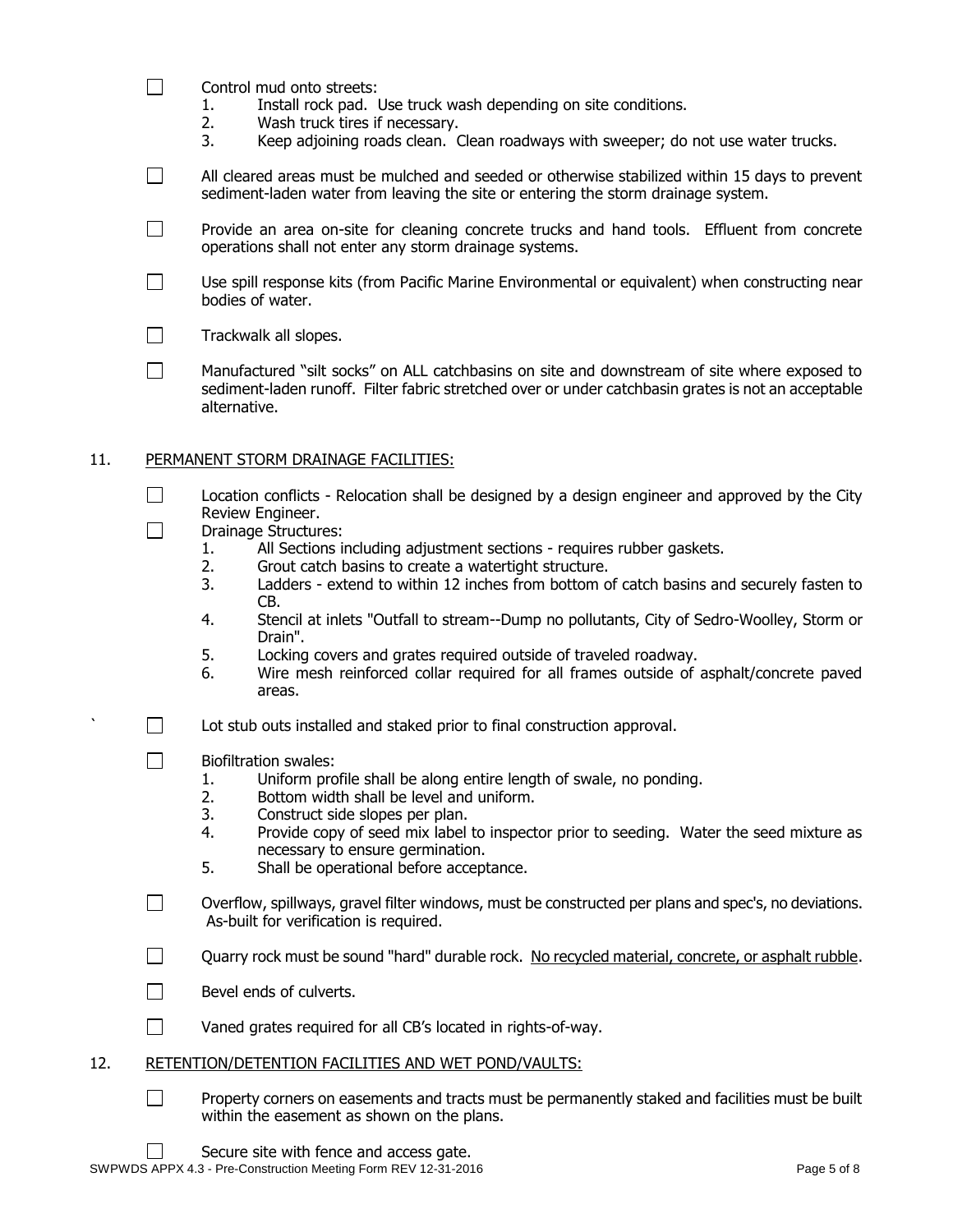- [ ] Control mud onto streets:
    1. Install rock pad. Use truck wash depending on site conditions.
    2. Wash truck tires if necessary.
    3. Keep adjoining roads clean. Clean roadways with sweeper; do not use water trucks.

- [ ] All cleared areas must be mulched and seeded or otherwise stabilized within 15 days to prevent sediment-laden water from leaving the site or entering the storm drainage system.

- [ ] Provide an area on-site for cleaning concrete trucks and hand tools. Effluent from concrete operations shall not enter any storm drainage systems.

- [ ] Use spill response kits (from Pacific Marine Environmental or equivalent) when constructing near bodies of water.

- [ ] Trackwalk all slopes.

- [ ] Manufactured "silt socks" on ALL catchbasins on site and downstream of site where exposed to sediment-laden runoff. Filter fabric stretched over or under catchbasin grates is not an acceptable alternative.

## 11. PERMANENT STORM DRAINAGE FACILITIES:

- [ ] Location conflicts - Relocation shall be designed by a design engineer and approved by the City Review Engineer.
- [ ] Drainage Structures:
    1. All Sections including adjustment sections - requires rubber gaskets.
    2. Grout catch basins to create a watertight structure.
    3. Ladders - extend to within 12 inches from bottom of catch basins and securely fasten to CB.
    4. Stencil at inlets "Outfall to stream--Dump no pollutants, City of Sedro-Woolley, Storm or Drain".
    5. Locking covers and grates required outside of traveled roadway.
    6. Wire mesh reinforced collar required for all frames outside of asphalt/concrete paved areas.

- [ ] Lot stub outs installed and staked prior to final construction approval.

- [ ] Biofiltration swales:
    1. Uniform profile shall be along entire length of swale, no ponding.
    2. Bottom width shall be level and uniform.
    3. Construct side slopes per plan.
    4. Provide copy of seed mix label to inspector prior to seeding. Water the seed mixture as necessary to ensure germination.
    5. Shall be operational before acceptance.

- [ ] Overflow, spillways, gravel filter windows, must be constructed per plans and spec's, no deviations. As-built for verification is required.

- [ ] Quarry rock must be sound "hard" durable rock. <u>No recycled material, concrete, or asphalt rubble</u>.

- [ ] Bevel ends of culverts.

- [ ] Vaned grates required for all CB's located in rights-of-way.

## 12. RETENTION/DETENTION FACILITIES AND WET POND/VAULTS:

- [ ] Property corners on easements and tracts must be permanently staked and facilities must be built within the easement as shown on the plans.

- [ ] Secure site with fence and access gate.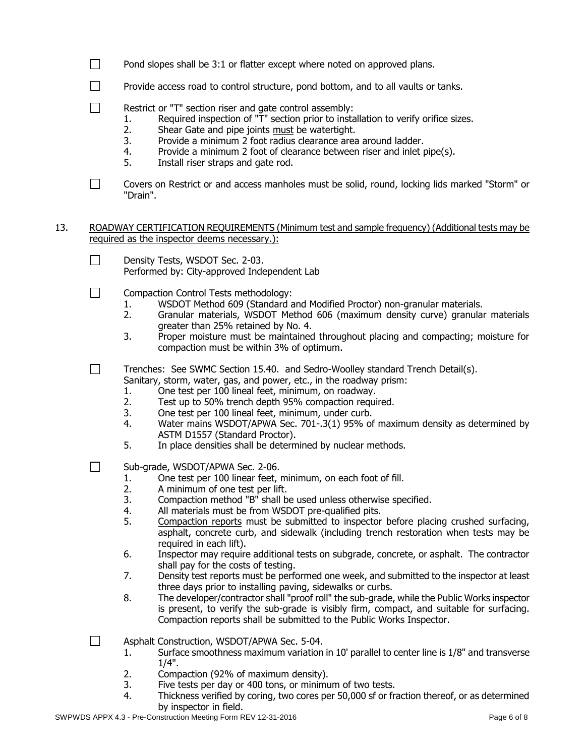- [ ] Pond slopes shall be 3:1 or flatter except where noted on approved plans.

- [ ] Provide access road to control structure, pond bottom, and to all vaults or tanks.

- [ ] Restrict or "T" section riser and gate control assembly:
  1. Required inspection of "T" section prior to installation to verify orifice sizes.
  2. Shear Gate and pipe joints <u>must</u> be watertight.
  3. Provide a minimum 2 foot radius clearance area around ladder.
  4. Provide a minimum 2 foot of clearance between riser and inlet pipe(s).
  5. Install riser straps and gate rod.

- [ ] Covers on Restrict or and access manholes must be solid, round, locking lids marked "Storm" or "Drain".

13. <u>ROADWAY CERTIFICATION REQUIREMENTS (Minimum test and sample frequency) (Additional tests may be required as the inspector deems necessary.):</u>

- [ ] Density Tests, WSDOT Sec. 2-03.  
  Performed by: City-approved Independent Lab

- [ ] Compaction Control Tests methodology:
  1. WSDOT Method 609 (Standard and Modified Proctor) non-granular materials.
  2. Granular materials, WSDOT Method 606 (maximum density curve) granular materials greater than 25% retained by No. 4.
  3. Proper moisture must be maintained throughout placing and compacting; moisture for compaction must be within 3% of optimum.

- [ ] Trenches: See SWMC Section 15.40. and Sedro-Woolley standard Trench Detail(s).  
  Sanitary, storm, water, gas, and power, etc., in the roadway prism:
  1. One test per 100 lineal feet, minimum, on roadway.
  2. Test up to 50% trench depth 95% compaction required.
  3. One test per 100 lineal feet, minimum, under curb.
  4. Water mains WSDOT/APWA Sec. 701-.3(1) 95% of maximum density as determined by ASTM D1557 (Standard Proctor).
  5. In place densities shall be determined by nuclear methods.

- [ ] Sub-grade, WSDOT/APWA Sec. 2-06.
  1. One test per 100 linear feet, minimum, on each foot of fill.
  2. A minimum of one test per lift.
  3. Compaction method "B" shall be used unless otherwise specified.
  4. All materials must be from WSDOT pre-qualified pits.
  5. <u>Compaction reports</u> must be submitted to inspector before placing crushed surfacing, asphalt, concrete curb, and sidewalk (including trench restoration when tests may be required in each lift).
  6. Inspector may require additional tests on subgrade, concrete, or asphalt. The contractor shall pay for the costs of testing.
  7. Density test reports must be performed one week, and submitted to the inspector at least three days prior to installing paving, sidewalks or curbs.
  8. The developer/contractor shall "proof roll" the sub-grade, while the Public Works inspector is present, to verify the sub-grade is visibly firm, compact, and suitable for surfacing. Compaction reports shall be submitted to the Public Works Inspector.

- [ ] Asphalt Construction, WSDOT/APWA Sec. 5-04.
  1. Surface smoothness maximum variation in 10' parallel to center line is 1/8" and transverse 1/4".
  2. Compaction (92% of maximum density).
  3. Five tests per day or 400 tons, or minimum of two tests.
  4. Thickness verified by coring, two cores per 50,000 sf or fraction thereof, or as determined by inspector in field.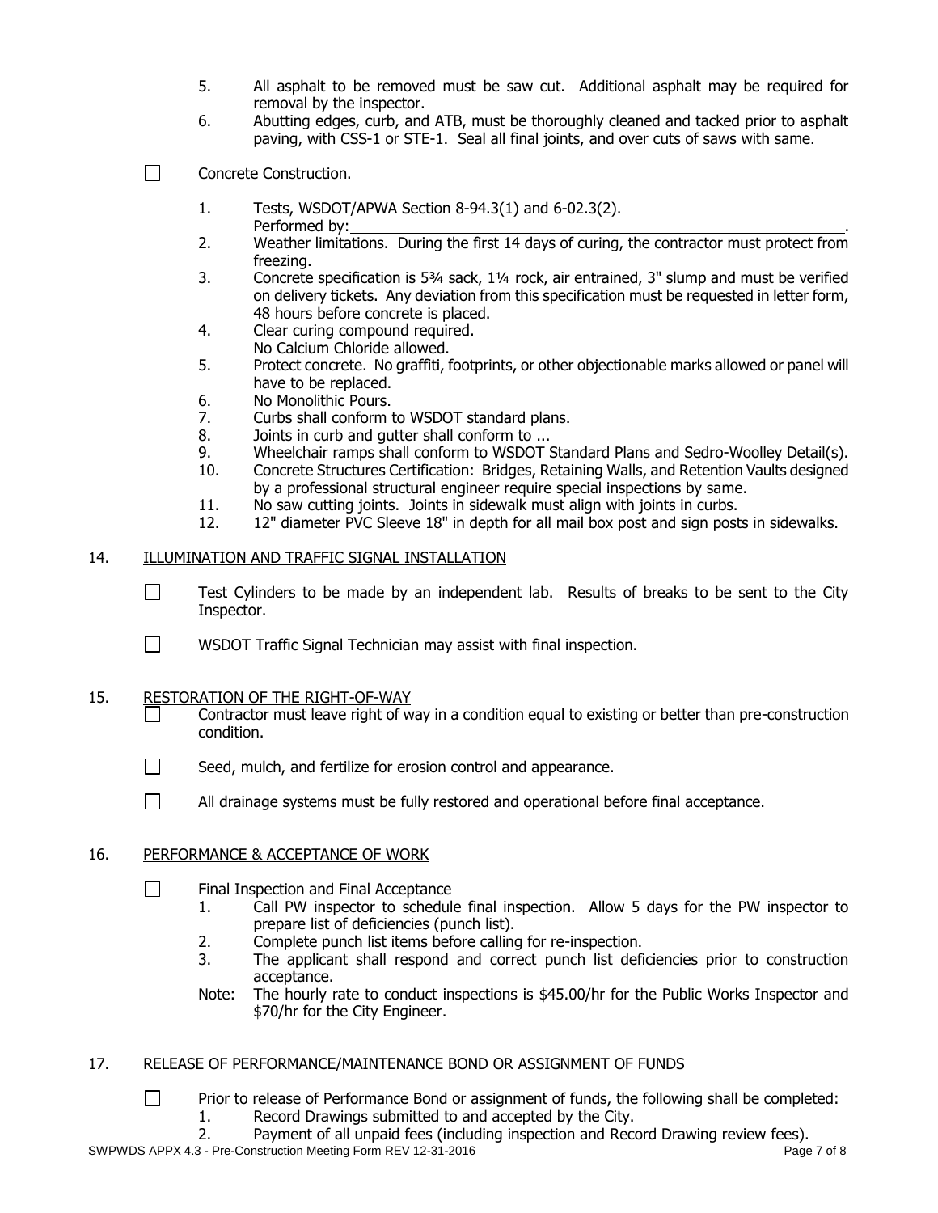5. All asphalt to be removed must be saw cut. Additional asphalt may be required for removal by the inspector.
6. Abutting edges, curb, and ATB, must be thoroughly cleaned and tacked prior to asphalt paving, with CSS-1 or STE-1. Seal all final joints, and over cuts of saws with same.

☐ Concrete Construction.

1. Tests, WSDOT/APWA Section 8-94.3(1) and 6-02.3(2).
   Performed by:\_\_\_\_\_\_\_\_\_\_\_\_\_\_\_\_\_\_\_\_\_\_\_\_\_\_\_\_\_\_\_\_\_\_\_\_\_\_\_\_.
2. Weather limitations. During the first 14 days of curing, the contractor must protect from freezing.
3. Concrete specification is 5¾ sack, 1¼ rock, air entrained, 3" slump and must be verified on delivery tickets. Any deviation from this specification must be requested in letter form, 48 hours before concrete is placed.
4. Clear curing compound required.
   No Calcium Chloride allowed.
5. Protect concrete. No graffiti, footprints, or other objectionable marks allowed or panel will have to be replaced.
6. No Monolithic Pours.
7. Curbs shall conform to WSDOT standard plans.
8. Joints in curb and gutter shall conform to ...
9. Wheelchair ramps shall conform to WSDOT Standard Plans and Sedro-Woolley Detail(s).
10. Concrete Structures Certification: Bridges, Retaining Walls, and Retention Vaults designed by a professional structural engineer require special inspections by same.
11. No saw cutting joints. Joints in sidewalk must align with joints in curbs.
12. 12" diameter PVC Sleeve 18" in depth for all mail box post and sign posts in sidewalks.

## 14. ILLUMINATION AND TRAFFIC SIGNAL INSTALLATION

☐ Test Cylinders to be made by an independent lab. Results of breaks to be sent to the City Inspector.

☐ WSDOT Traffic Signal Technician may assist with final inspection.

## 15. RESTORATION OF THE RIGHT-OF-WAY

☐ Contractor must leave right of way in a condition equal to existing or better than pre-construction condition.

☐ Seed, mulch, and fertilize for erosion control and appearance.

☐ All drainage systems must be fully restored and operational before final acceptance.

## 16. PERFORMANCE & ACCEPTANCE OF WORK

☐ Final Inspection and Final Acceptance

1. Call PW inspector to schedule final inspection. Allow 5 days for the PW inspector to prepare list of deficiencies (punch list).
2. Complete punch list items before calling for re-inspection.
3. The applicant shall respond and correct punch list deficiencies prior to construction acceptance.

Note: The hourly rate to conduct inspections is $45.00/hr for the Public Works Inspector and $70/hr for the City Engineer.

## 17. RELEASE OF PERFORMANCE/MAINTENANCE BOND OR ASSIGNMENT OF FUNDS

☐ Prior to release of Performance Bond or assignment of funds, the following shall be completed:

1. Record Drawings submitted to and accepted by the City.
2. Payment of all unpaid fees (including inspection and Record Drawing review fees).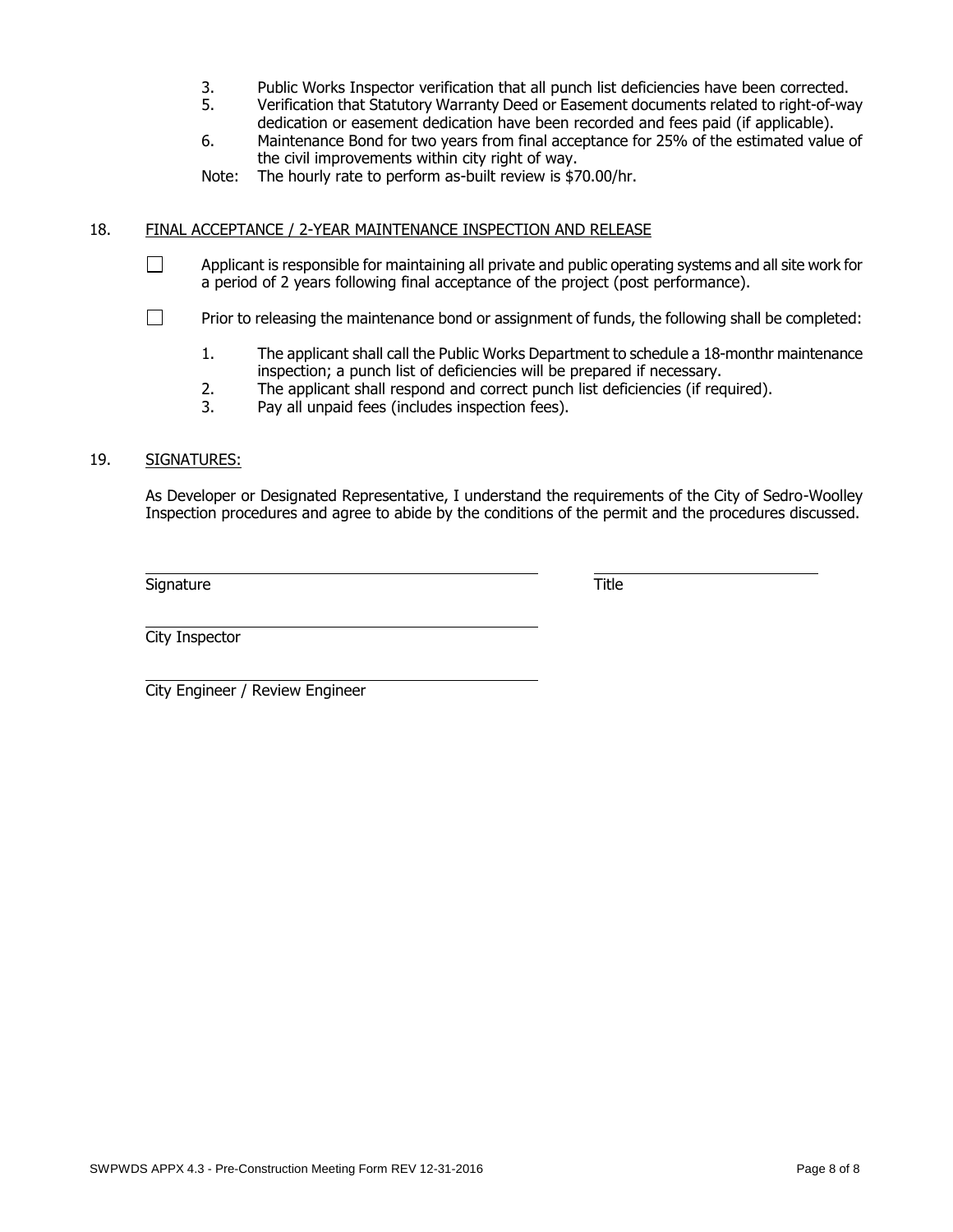3. Public Works Inspector verification that all punch list deficiencies have been corrected.
5. Verification that Statutory Warranty Deed or Easement documents related to right-of-way dedication or easement dedication have been recorded and fees paid (if applicable).
6. Maintenance Bond for two years from final acceptance for 25% of the estimated value of the civil improvements within city right of way.

Note: The hourly rate to perform as-built review is $70.00/hr.

18. FINAL ACCEPTANCE / 2-YEAR MAINTENANCE INSPECTION AND RELEASE

☐ Applicant is responsible for maintaining all private and public operating systems and all site work for a period of 2 years following final acceptance of the project (post performance).

☐ Prior to releasing the maintenance bond or assignment of funds, the following shall be completed:

1. The applicant shall call the Public Works Department to schedule a 18-monthr maintenance inspection; a punch list of deficiencies will be prepared if necessary.
2. The applicant shall respond and correct punch list deficiencies (if required).
3. Pay all unpaid fees (includes inspection fees).

19. SIGNATURES:

As Developer or Designated Representative, I understand the requirements of the City of Sedro-Woolley Inspection procedures and agree to abide by the conditions of the permit and the procedures discussed.

Signature ______________________________ Title ______________________

City Inspector ______________________________

City Engineer / Review Engineer ______________________________